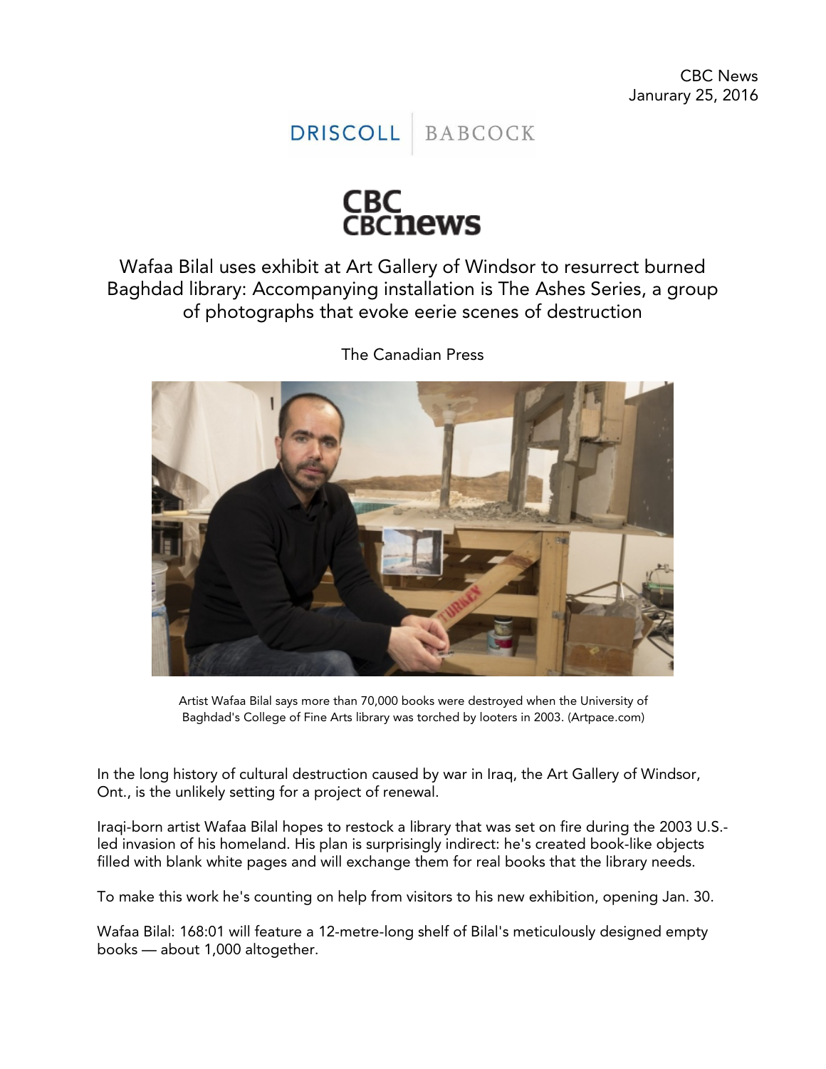CBC News
Janurary 25, 2016

DRISCOLL | BABCOCK

CBC news

# Wafaa Bilal uses exhibit at Art Gallery of Windsor to resurrect burned Baghdad library: Accompanying installation is The Ashes Series, a group of photographs that evoke eerie scenes of destruction

The Canadian Press

Artist Wafaa Bilal says more than 70,000 books were destroyed when the University of Baghdad's College of Fine Arts library was torched by looters in 2003. (Artpace.com)

In the long history of cultural destruction caused by war in Iraq, the Art Gallery of Windsor, Ont., is the unlikely setting for a project of renewal.

Iraqi-born artist Wafaa Bilal hopes to restock a library that was set on fire during the 2003 U.S.-led invasion of his homeland. His plan is surprisingly indirect: he's created book-like objects filled with blank white pages and will exchange them for real books that the library needs.

To make this work he's counting on help from visitors to his new exhibition, opening Jan. 30.

Wafaa Bilal: 168:01 will feature a 12-metre-long shelf of Bilal's meticulously designed empty books — about 1,000 altogether.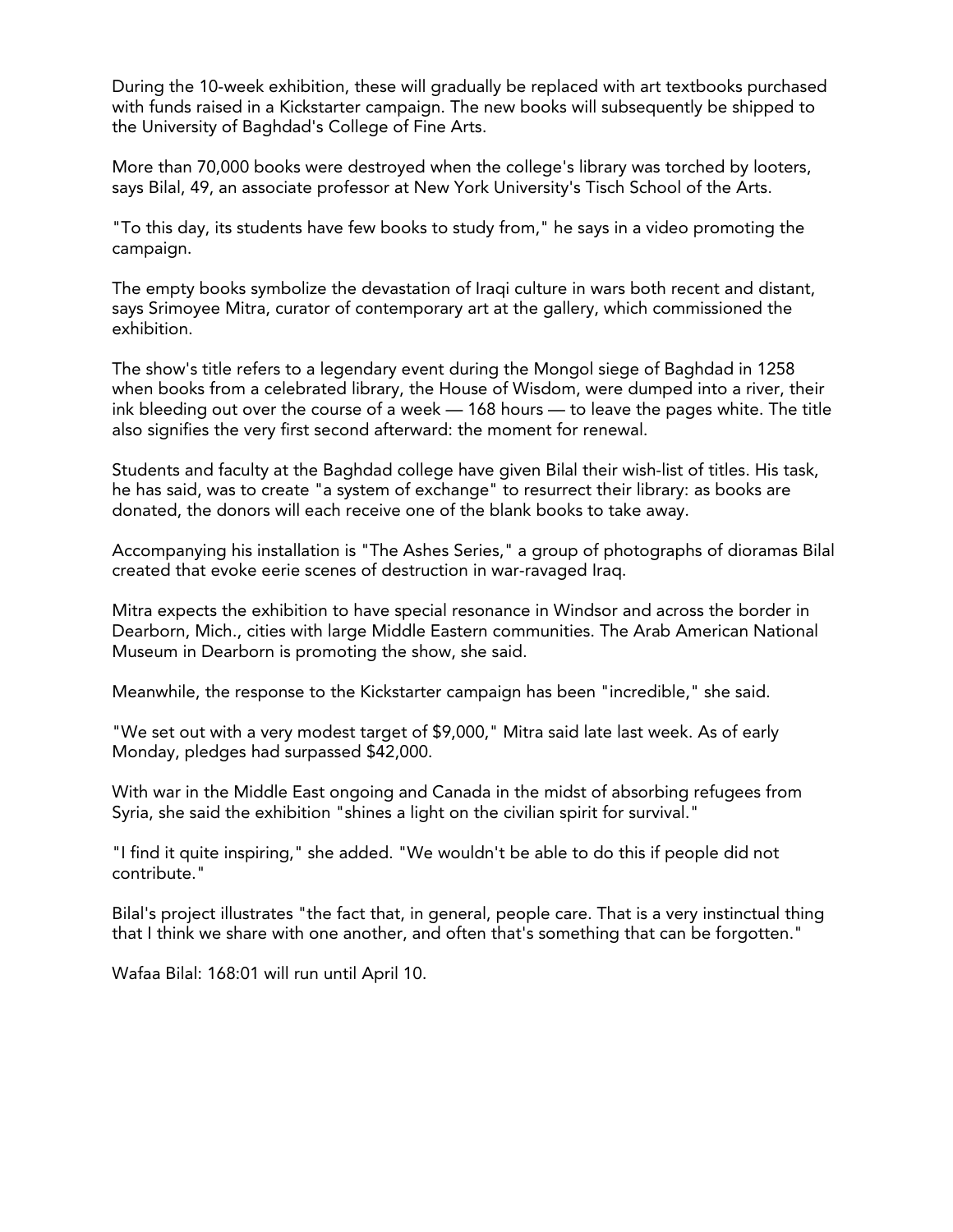During the 10-week exhibition, these will gradually be replaced with art textbooks purchased with funds raised in a Kickstarter campaign. The new books will subsequently be shipped to the University of Baghdad's College of Fine Arts.

More than 70,000 books were destroyed when the college's library was torched by looters, says Bilal, 49, an associate professor at New York University's Tisch School of the Arts.

"To this day, its students have few books to study from," he says in a video promoting the campaign.

The empty books symbolize the devastation of Iraqi culture in wars both recent and distant, says Srimoyee Mitra, curator of contemporary art at the gallery, which commissioned the exhibition.

The show's title refers to a legendary event during the Mongol siege of Baghdad in 1258 when books from a celebrated library, the House of Wisdom, were dumped into a river, their ink bleeding out over the course of a week — 168 hours — to leave the pages white. The title also signifies the very first second afterward: the moment for renewal.

Students and faculty at the Baghdad college have given Bilal their wish-list of titles. His task, he has said, was to create "a system of exchange" to resurrect their library: as books are donated, the donors will each receive one of the blank books to take away.

Accompanying his installation is "The Ashes Series," a group of photographs of dioramas Bilal created that evoke eerie scenes of destruction in war-ravaged Iraq.

Mitra expects the exhibition to have special resonance in Windsor and across the border in Dearborn, Mich., cities with large Middle Eastern communities. The Arab American National Museum in Dearborn is promoting the show, she said.

Meanwhile, the response to the Kickstarter campaign has been "incredible," she said.

"We set out with a very modest target of $9,000," Mitra said late last week. As of early Monday, pledges had surpassed $42,000.

With war in the Middle East ongoing and Canada in the midst of absorbing refugees from Syria, she said the exhibition "shines a light on the civilian spirit for survival."

"I find it quite inspiring," she added. "We wouldn't be able to do this if people did not contribute."

Bilal's project illustrates "the fact that, in general, people care. That is a very instinctual thing that I think we share with one another, and often that's something that can be forgotten."

Wafaa Bilal: 168:01 will run until April 10.